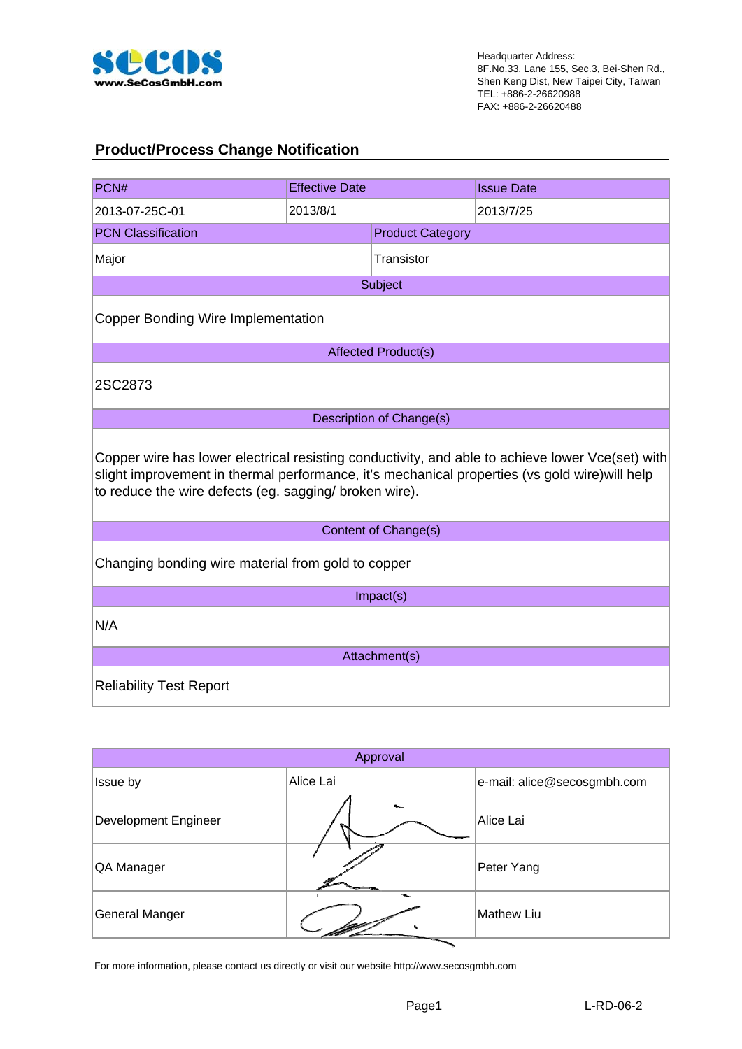Headquarter Address:
8F.No.33, Lane 155, Sec.3, Bei-Shen Rd.,
Shen Keng Dist, New Taipei City, Taiwan
TEL: +886-2-26620988
FAX: +886-2-26620488

## Product/Process Change Notification

| PCN# | Effective Date | Issue Date |
|---|---|---|
| 2013-07-25C-01 | 2013/8/1 | 2013/7/25 |

| PCN Classification | Product Category |
|---|---|
| Major | Transistor |

**Subject**

Copper Bonding Wire Implementation

**Affected Product(s)**

2SC2873

**Description of Change(s)**

Copper wire has lower electrical resisting conductivity, and able to achieve lower Vce(set) with slight improvement in thermal performance, it's mechanical properties (vs gold wire)will help to reduce the wire defects (eg. sagging/ broken wire).

**Content of Change(s)**

Changing bonding wire material from gold to copper

**Impact(s)**

N/A

**Attachment(s)**

Reliability Test Report

| Approval | | |
|---|---|---|
| Issue by | Alice Lai | e-mail: alice@secosgmbh.com |
| Development Engineer | | Alice Lai |
| QA Manager | | Peter Yang |
| General Manger | | Mathew Liu |

For more information, please contact us directly or visit our website http://www.secosgmbh.com

L-RD-06-2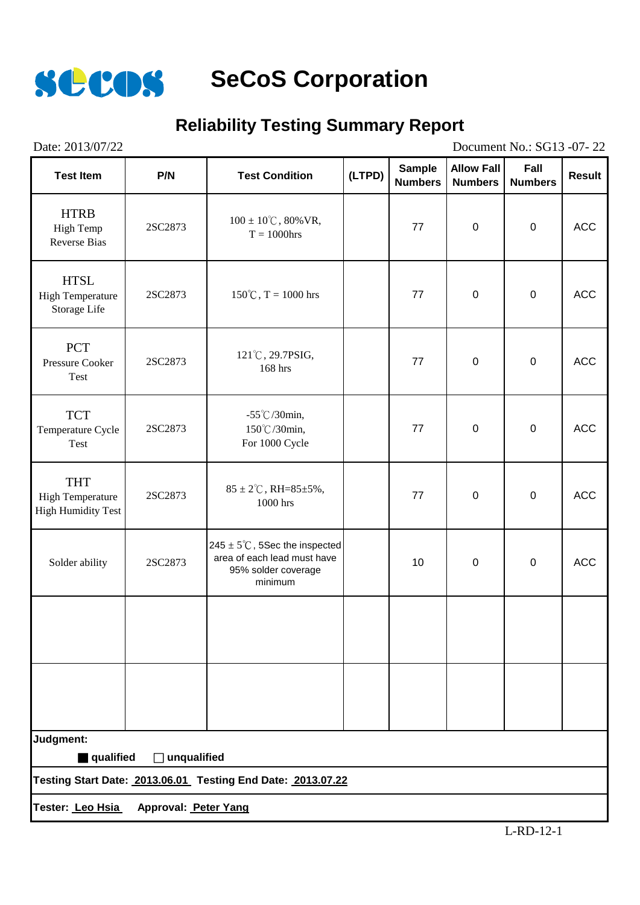# SeCoS Corporation

## Reliability Testing Summary Report

Date: 2013/07/22 Document No.: SG13 -07- 22

| Test Item | P/N | Test Condition | (LTPD) | Sample Numbers | Allow Fall Numbers | Fall Numbers | Result |
|---|---|---|---|---|---|---|---|
| HTRB High Temp Reverse Bias | 2SC2873 | 100 ± 10℃, 80%VR, T = 1000hrs | | 77 | 0 | 0 | ACC |
| HTSL High Temperature Storage Life | 2SC2873 | 150℃, T = 1000 hrs | | 77 | 0 | 0 | ACC |
| PCT Pressure Cooker Test | 2SC2873 | 121℃, 29.7PSIG, 168 hrs | | 77 | 0 | 0 | ACC |
| TCT Temperature Cycle Test | 2SC2873 | -55℃/30min, 150℃/30min, For 1000 Cycle | | 77 | 0 | 0 | ACC |
| THT High Temperature High Humidity Test | 2SC2873 | 85 ± 2℃, RH=85±5%, 1000 hrs | | 77 | 0 | 0 | ACC |
| Solder ability | 2SC2873 | 245 ± 5℃, 5Sec the inspected area of each lead must have 95% solder coverage minimum | | 10 | 0 | 0 | ACC |
| | | | | | | | |
| | | | | | | | |

**Judgment:**

■ **qualified** □ **unqualified**

**Testing Start Date: 2013.06.01 Testing End Date: 2013.07.22**

**Tester: Leo Hsia Approval: Peter Yang**

L-RD-12-1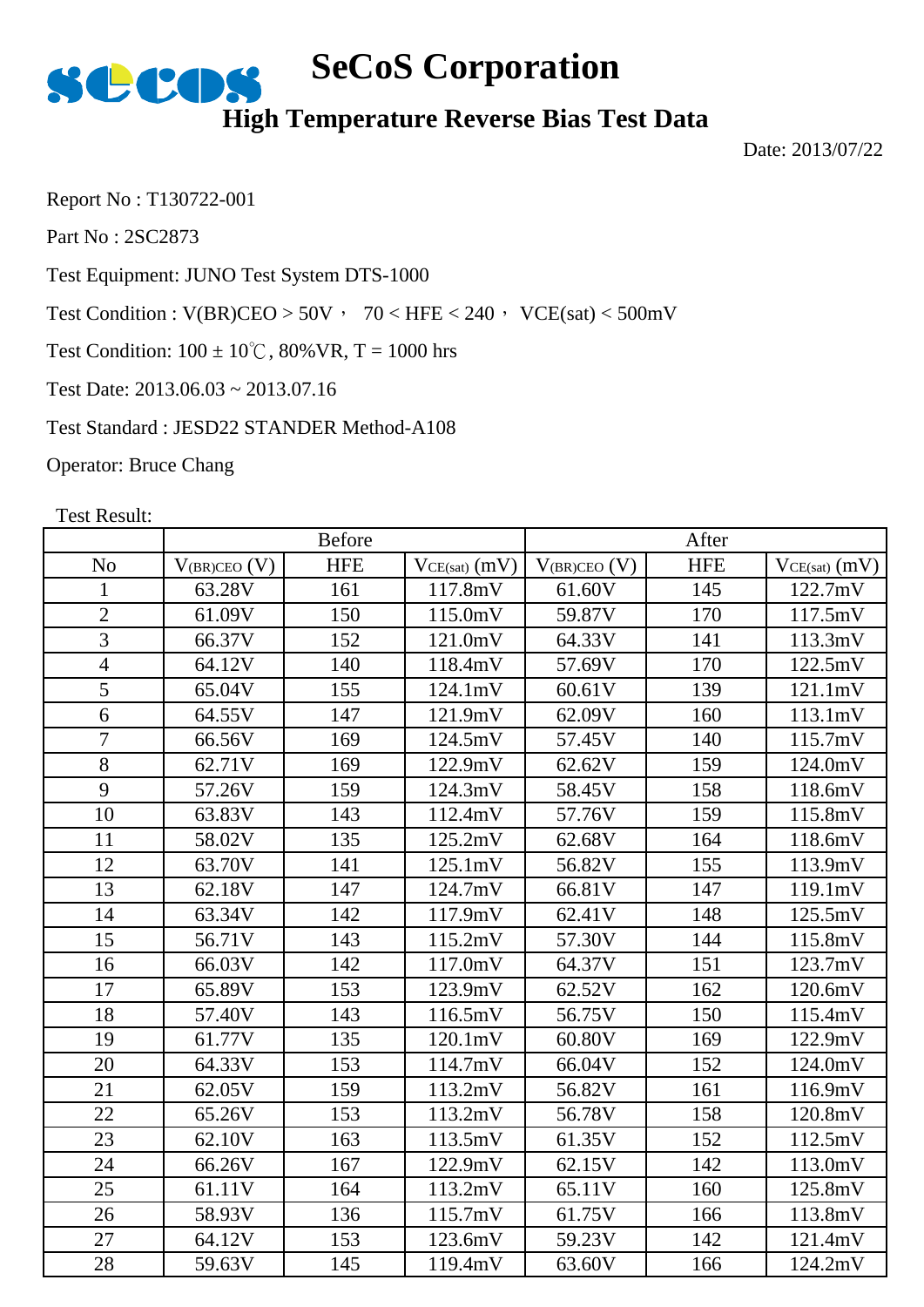# SeCoS Corporation

## High Temperature Reverse Bias Test Data

Date: 2013/07/22

Report No : T130722-001

Part No : 2SC2873

Test Equipment: JUNO Test System DTS-1000

Test Condition : V(BR)CEO > 50V， 70 < HFE < 240， VCE(sat) < 500mV

Test Condition: 100 ± 10℃, 80%VR, T = 1000 hrs

Test Date: 2013.06.03 ~ 2013.07.16

Test Standard : JESD22 STANDER Method-A108

Operator: Bruce Chang

Test Result:

| | Before | | | After | | |
|---|---|---|---|---|---|---|
| No | $V_{(BR)CEO}$ (V) | HFE | $V_{CE(sat)}$ (mV) | $V_{(BR)CEO}$ (V) | HFE | $V_{CE(sat)}$ (mV) |
| 1 | 63.28V | 161 | 117.8mV | 61.60V | 145 | 122.7mV |
| 2 | 61.09V | 150 | 115.0mV | 59.87V | 170 | 117.5mV |
| 3 | 66.37V | 152 | 121.0mV | 64.33V | 141 | 113.3mV |
| 4 | 64.12V | 140 | 118.4mV | 57.69V | 170 | 122.5mV |
| 5 | 65.04V | 155 | 124.1mV | 60.61V | 139 | 121.1mV |
| 6 | 64.55V | 147 | 121.9mV | 62.09V | 160 | 113.1mV |
| 7 | 66.56V | 169 | 124.5mV | 57.45V | 140 | 115.7mV |
| 8 | 62.71V | 169 | 122.9mV | 62.62V | 159 | 124.0mV |
| 9 | 57.26V | 159 | 124.3mV | 58.45V | 158 | 118.6mV |
| 10 | 63.83V | 143 | 112.4mV | 57.76V | 159 | 115.8mV |
| 11 | 58.02V | 135 | 125.2mV | 62.68V | 164 | 118.6mV |
| 12 | 63.70V | 141 | 125.1mV | 56.82V | 155 | 113.9mV |
| 13 | 62.18V | 147 | 124.7mV | 66.81V | 147 | 119.1mV |
| 14 | 63.34V | 142 | 117.9mV | 62.41V | 148 | 125.5mV |
| 15 | 56.71V | 143 | 115.2mV | 57.30V | 144 | 115.8mV |
| 16 | 66.03V | 142 | 117.0mV | 64.37V | 151 | 123.7mV |
| 17 | 65.89V | 153 | 123.9mV | 62.52V | 162 | 120.6mV |
| 18 | 57.40V | 143 | 116.5mV | 56.75V | 150 | 115.4mV |
| 19 | 61.77V | 135 | 120.1mV | 60.80V | 169 | 122.9mV |
| 20 | 64.33V | 153 | 114.7mV | 66.04V | 152 | 124.0mV |
| 21 | 62.05V | 159 | 113.2mV | 56.82V | 161 | 116.9mV |
| 22 | 65.26V | 153 | 113.2mV | 56.78V | 158 | 120.8mV |
| 23 | 62.10V | 163 | 113.5mV | 61.35V | 152 | 112.5mV |
| 24 | 66.26V | 167 | 122.9mV | 62.15V | 142 | 113.0mV |
| 25 | 61.11V | 164 | 113.2mV | 65.11V | 160 | 125.8mV |
| 26 | 58.93V | 136 | 115.7mV | 61.75V | 166 | 113.8mV |
| 27 | 64.12V | 153 | 123.6mV | 59.23V | 142 | 121.4mV |
| 28 | 59.63V | 145 | 119.4mV | 63.60V | 166 | 124.2mV |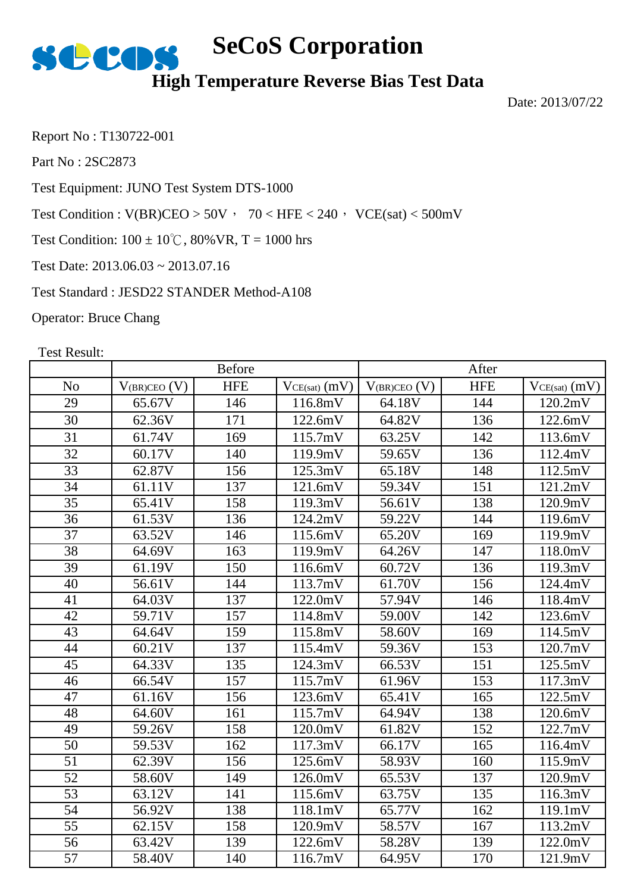# SeCoS Corporation

## High Temperature Reverse Bias Test Data

Date: 2013/07/22

Report No : T130722-001

Part No : 2SC2873

Test Equipment: JUNO Test System DTS-1000

Test Condition : V(BR)CEO > 50V， 70 < HFE < 240， VCE(sat) < 500mV

Test Condition: 100 ± 10℃, 80%VR, T = 1000 hrs

Test Date: 2013.06.03 ~ 2013.07.16

Test Standard : JESD22 STANDER Method-A108

Operator: Bruce Chang

Test Result:

| | Before | | | After | | |
|---|---|---|---|---|---|---|
| No | $V_{(BR)CEO}$ (V) | HFE | $V_{CE(sat)}$ (mV) | $V_{(BR)CEO}$ (V) | HFE | $V_{CE(sat)}$ (mV) |
| 29 | 65.67V | 146 | 116.8mV | 64.18V | 144 | 120.2mV |
| 30 | 62.36V | 171 | 122.6mV | 64.82V | 136 | 122.6mV |
| 31 | 61.74V | 169 | 115.7mV | 63.25V | 142 | 113.6mV |
| 32 | 60.17V | 140 | 119.9mV | 59.65V | 136 | 112.4mV |
| 33 | 62.87V | 156 | 125.3mV | 65.18V | 148 | 112.5mV |
| 34 | 61.11V | 137 | 121.6mV | 59.34V | 151 | 121.2mV |
| 35 | 65.41V | 158 | 119.3mV | 56.61V | 138 | 120.9mV |
| 36 | 61.53V | 136 | 124.2mV | 59.22V | 144 | 119.6mV |
| 37 | 63.52V | 146 | 115.6mV | 65.20V | 169 | 119.9mV |
| 38 | 64.69V | 163 | 119.9mV | 64.26V | 147 | 118.0mV |
| 39 | 61.19V | 150 | 116.6mV | 60.72V | 136 | 119.3mV |
| 40 | 56.61V | 144 | 113.7mV | 61.70V | 156 | 124.4mV |
| 41 | 64.03V | 137 | 122.0mV | 57.94V | 146 | 118.4mV |
| 42 | 59.71V | 157 | 114.8mV | 59.00V | 142 | 123.6mV |
| 43 | 64.64V | 159 | 115.8mV | 58.60V | 169 | 114.5mV |
| 44 | 60.21V | 137 | 115.4mV | 59.36V | 153 | 120.7mV |
| 45 | 64.33V | 135 | 124.3mV | 66.53V | 151 | 125.5mV |
| 46 | 66.54V | 157 | 115.7mV | 61.96V | 153 | 117.3mV |
| 47 | 61.16V | 156 | 123.6mV | 65.41V | 165 | 122.5mV |
| 48 | 64.60V | 161 | 115.7mV | 64.94V | 138 | 120.6mV |
| 49 | 59.26V | 158 | 120.0mV | 61.82V | 152 | 122.7mV |
| 50 | 59.53V | 162 | 117.3mV | 66.17V | 165 | 116.4mV |
| 51 | 62.39V | 156 | 125.6mV | 58.93V | 160 | 115.9mV |
| 52 | 58.60V | 149 | 126.0mV | 65.53V | 137 | 120.9mV |
| 53 | 63.12V | 141 | 115.6mV | 63.75V | 135 | 116.3mV |
| 54 | 56.92V | 138 | 118.1mV | 65.77V | 162 | 119.1mV |
| 55 | 62.15V | 158 | 120.9mV | 58.57V | 167 | 113.2mV |
| 56 | 63.42V | 139 | 122.6mV | 58.28V | 139 | 122.0mV |
| 57 | 58.40V | 140 | 116.7mV | 64.95V | 170 | 121.9mV |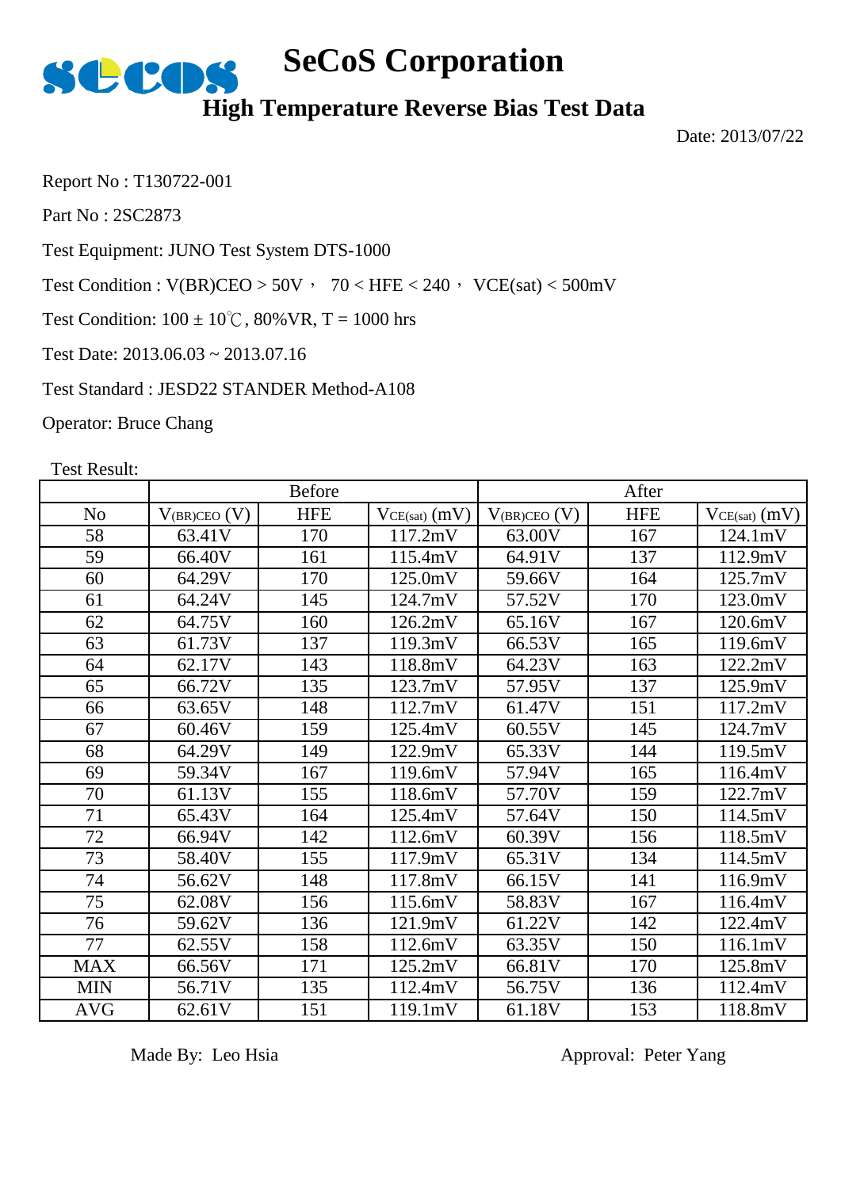# SeCoS Corporation

## High Temperature Reverse Bias Test Data

Date: 2013/07/22

Report No : T130722-001

Part No : 2SC2873

Test Equipment: JUNO Test System DTS-1000

Test Condition : V(BR)CEO > 50V， 70 < HFE < 240， VCE(sat) < 500mV

Test Condition: 100 ± 10℃, 80%VR, T = 1000 hrs

Test Date: 2013.06.03 ~ 2013.07.16

Test Standard : JESD22 STANDER Method-A108

Operator: Bruce Chang

Test Result:

| | Before | | | After | | |
|---|---|---|---|---|---|---|
| No | $V_{(BR)CEO}$ (V) | HFE | $V_{CE(sat)}$ (mV) | $V_{(BR)CEO}$ (V) | HFE | $V_{CE(sat)}$ (mV) |
| 58 | 63.41V | 170 | 117.2mV | 63.00V | 167 | 124.1mV |
| 59 | 66.40V | 161 | 115.4mV | 64.91V | 137 | 112.9mV |
| 60 | 64.29V | 170 | 125.0mV | 59.66V | 164 | 125.7mV |
| 61 | 64.24V | 145 | 124.7mV | 57.52V | 170 | 123.0mV |
| 62 | 64.75V | 160 | 126.2mV | 65.16V | 167 | 120.6mV |
| 63 | 61.73V | 137 | 119.3mV | 66.53V | 165 | 119.6mV |
| 64 | 62.17V | 143 | 118.8mV | 64.23V | 163 | 122.2mV |
| 65 | 66.72V | 135 | 123.7mV | 57.95V | 137 | 125.9mV |
| 66 | 63.65V | 148 | 112.7mV | 61.47V | 151 | 117.2mV |
| 67 | 60.46V | 159 | 125.4mV | 60.55V | 145 | 124.7mV |
| 68 | 64.29V | 149 | 122.9mV | 65.33V | 144 | 119.5mV |
| 69 | 59.34V | 167 | 119.6mV | 57.94V | 165 | 116.4mV |
| 70 | 61.13V | 155 | 118.6mV | 57.70V | 159 | 122.7mV |
| 71 | 65.43V | 164 | 125.4mV | 57.64V | 150 | 114.5mV |
| 72 | 66.94V | 142 | 112.6mV | 60.39V | 156 | 118.5mV |
| 73 | 58.40V | 155 | 117.9mV | 65.31V | 134 | 114.5mV |
| 74 | 56.62V | 148 | 117.8mV | 66.15V | 141 | 116.9mV |
| 75 | 62.08V | 156 | 115.6mV | 58.83V | 167 | 116.4mV |
| 76 | 59.62V | 136 | 121.9mV | 61.22V | 142 | 122.4mV |
| 77 | 62.55V | 158 | 112.6mV | 63.35V | 150 | 116.1mV |
| MAX | 66.56V | 171 | 125.2mV | 66.81V | 170 | 125.8mV |
| MIN | 56.71V | 135 | 112.4mV | 56.75V | 136 | 112.4mV |
| AVG | 62.61V | 151 | 119.1mV | 61.18V | 153 | 118.8mV |

Made By: Leo Hsia

Approval: Peter Yang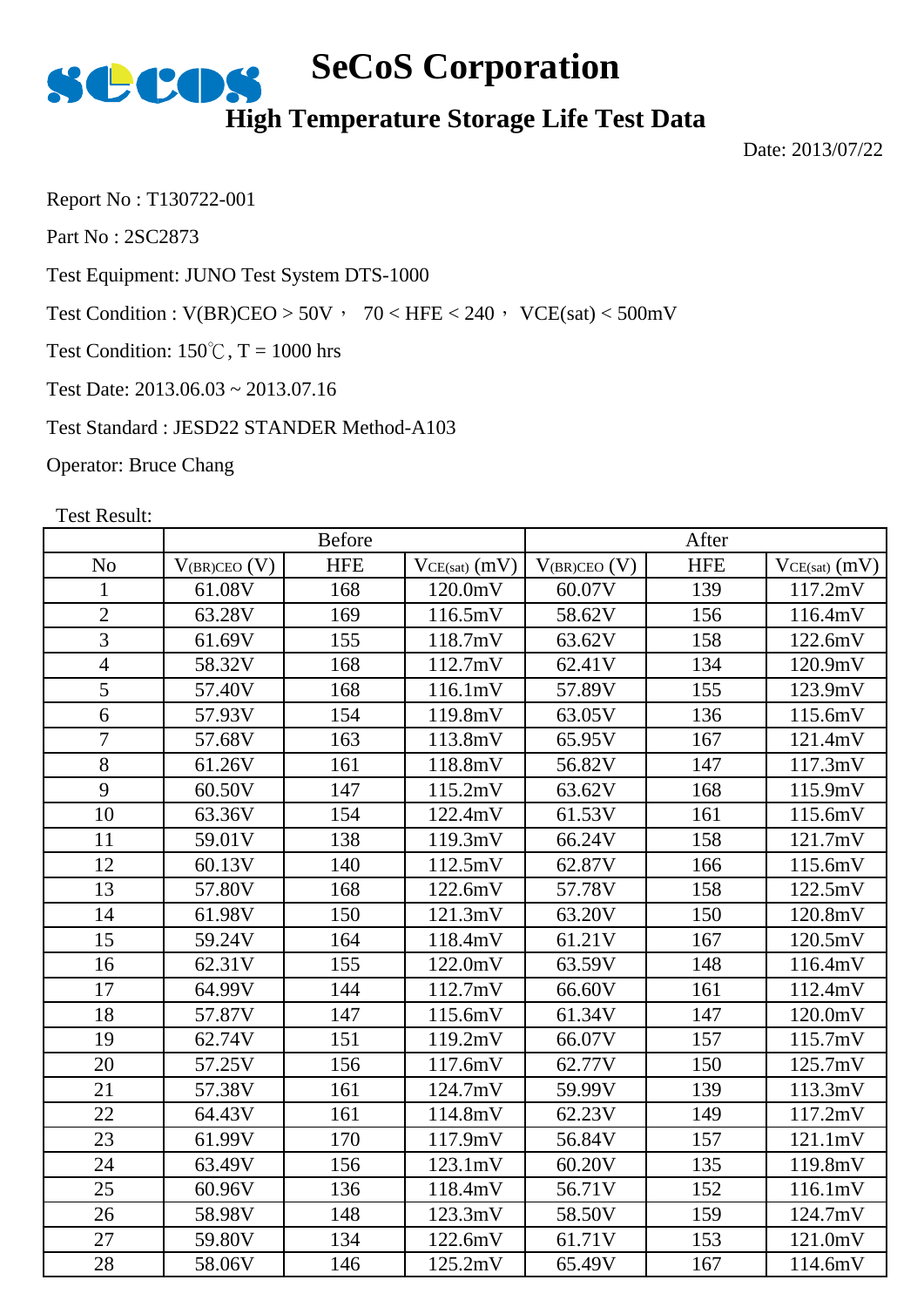# SeCoS Corporation

## High Temperature Storage Life Test Data

Date: 2013/07/22

Report No : T130722-001

Part No : 2SC2873

Test Equipment: JUNO Test System DTS-1000

Test Condition : V(BR)CEO > 50V， 70 < HFE < 240， VCE(sat) < 500mV

Test Condition: 150℃, T = 1000 hrs

Test Date: 2013.06.03 ~ 2013.07.16

Test Standard : JESD22 STANDER Method-A103

Operator: Bruce Chang

Test Result:

| | Before | | | After | | |
|---|---|---|---|---|---|---|
| No | $V_{(BR)CEO}$ (V) | HFE | $V_{CE(sat)}$ (mV) | $V_{(BR)CEO}$ (V) | HFE | $V_{CE(sat)}$ (mV) |
| 1 | 61.08V | 168 | 120.0mV | 60.07V | 139 | 117.2mV |
| 2 | 63.28V | 169 | 116.5mV | 58.62V | 156 | 116.4mV |
| 3 | 61.69V | 155 | 118.7mV | 63.62V | 158 | 122.6mV |
| 4 | 58.32V | 168 | 112.7mV | 62.41V | 134 | 120.9mV |
| 5 | 57.40V | 168 | 116.1mV | 57.89V | 155 | 123.9mV |
| 6 | 57.93V | 154 | 119.8mV | 63.05V | 136 | 115.6mV |
| 7 | 57.68V | 163 | 113.8mV | 65.95V | 167 | 121.4mV |
| 8 | 61.26V | 161 | 118.8mV | 56.82V | 147 | 117.3mV |
| 9 | 60.50V | 147 | 115.2mV | 63.62V | 168 | 115.9mV |
| 10 | 63.36V | 154 | 122.4mV | 61.53V | 161 | 115.6mV |
| 11 | 59.01V | 138 | 119.3mV | 66.24V | 158 | 121.7mV |
| 12 | 60.13V | 140 | 112.5mV | 62.87V | 166 | 115.6mV |
| 13 | 57.80V | 168 | 122.6mV | 57.78V | 158 | 122.5mV |
| 14 | 61.98V | 150 | 121.3mV | 63.20V | 150 | 120.8mV |
| 15 | 59.24V | 164 | 118.4mV | 61.21V | 167 | 120.5mV |
| 16 | 62.31V | 155 | 122.0mV | 63.59V | 148 | 116.4mV |
| 17 | 64.99V | 144 | 112.7mV | 66.60V | 161 | 112.4mV |
| 18 | 57.87V | 147 | 115.6mV | 61.34V | 147 | 120.0mV |
| 19 | 62.74V | 151 | 119.2mV | 66.07V | 157 | 115.7mV |
| 20 | 57.25V | 156 | 117.6mV | 62.77V | 150 | 125.7mV |
| 21 | 57.38V | 161 | 124.7mV | 59.99V | 139 | 113.3mV |
| 22 | 64.43V | 161 | 114.8mV | 62.23V | 149 | 117.2mV |
| 23 | 61.99V | 170 | 117.9mV | 56.84V | 157 | 121.1mV |
| 24 | 63.49V | 156 | 123.1mV | 60.20V | 135 | 119.8mV |
| 25 | 60.96V | 136 | 118.4mV | 56.71V | 152 | 116.1mV |
| 26 | 58.98V | 148 | 123.3mV | 58.50V | 159 | 124.7mV |
| 27 | 59.80V | 134 | 122.6mV | 61.71V | 153 | 121.0mV |
| 28 | 58.06V | 146 | 125.2mV | 65.49V | 167 | 114.6mV |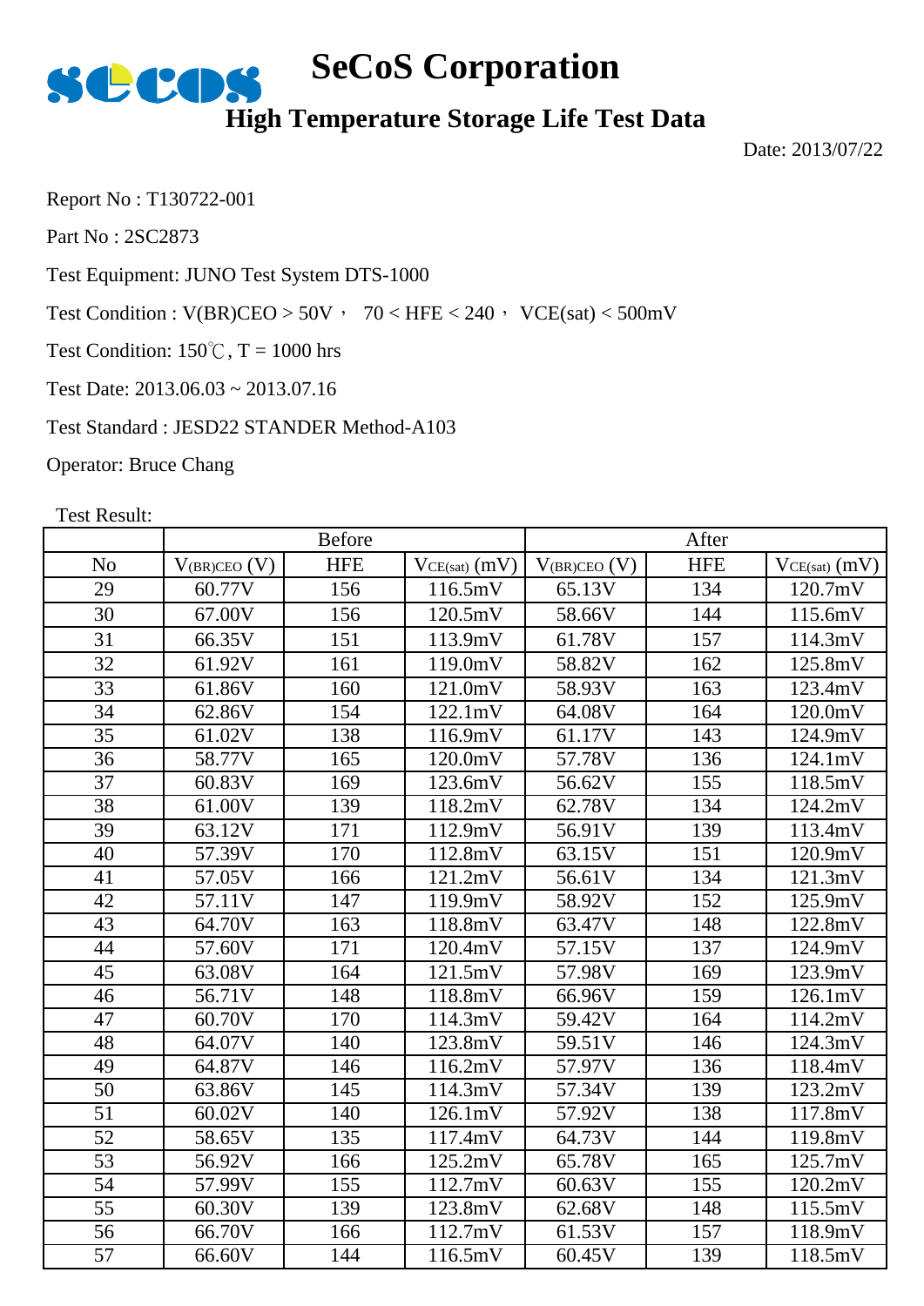# SeCoS Corporation

## High Temperature Storage Life Test Data

Date: 2013/07/22

Report No : T130722-001

Part No : 2SC2873

Test Equipment: JUNO Test System DTS-1000

Test Condition : V(BR)CEO > 50V， 70 < HFE < 240， VCE(sat) < 500mV

Test Condition: 150℃, T = 1000 hrs

Test Date: 2013.06.03 ~ 2013.07.16

Test Standard : JESD22 STANDER Method-A103

Operator: Bruce Chang

Test Result:

| | Before | | | After | | |
|---|---|---|---|---|---|---|
| No | $V_{(BR)CEO}$ (V) | HFE | $V_{CE(sat)}$ (mV) | $V_{(BR)CEO}$ (V) | HFE | $V_{CE(sat)}$ (mV) |
| 29 | 60.77V | 156 | 116.5mV | 65.13V | 134 | 120.7mV |
| 30 | 67.00V | 156 | 120.5mV | 58.66V | 144 | 115.6mV |
| 31 | 66.35V | 151 | 113.9mV | 61.78V | 157 | 114.3mV |
| 32 | 61.92V | 161 | 119.0mV | 58.82V | 162 | 125.8mV |
| 33 | 61.86V | 160 | 121.0mV | 58.93V | 163 | 123.4mV |
| 34 | 62.86V | 154 | 122.1mV | 64.08V | 164 | 120.0mV |
| 35 | 61.02V | 138 | 116.9mV | 61.17V | 143 | 124.9mV |
| 36 | 58.77V | 165 | 120.0mV | 57.78V | 136 | 124.1mV |
| 37 | 60.83V | 169 | 123.6mV | 56.62V | 155 | 118.5mV |
| 38 | 61.00V | 139 | 118.2mV | 62.78V | 134 | 124.2mV |
| 39 | 63.12V | 171 | 112.9mV | 56.91V | 139 | 113.4mV |
| 40 | 57.39V | 170 | 112.8mV | 63.15V | 151 | 120.9mV |
| 41 | 57.05V | 166 | 121.2mV | 56.61V | 134 | 121.3mV |
| 42 | 57.11V | 147 | 119.9mV | 58.92V | 152 | 125.9mV |
| 43 | 64.70V | 163 | 118.8mV | 63.47V | 148 | 122.8mV |
| 44 | 57.60V | 171 | 120.4mV | 57.15V | 137 | 124.9mV |
| 45 | 63.08V | 164 | 121.5mV | 57.98V | 169 | 123.9mV |
| 46 | 56.71V | 148 | 118.8mV | 66.96V | 159 | 126.1mV |
| 47 | 60.70V | 170 | 114.3mV | 59.42V | 164 | 114.2mV |
| 48 | 64.07V | 140 | 123.8mV | 59.51V | 146 | 124.3mV |
| 49 | 64.87V | 146 | 116.2mV | 57.97V | 136 | 118.4mV |
| 50 | 63.86V | 145 | 114.3mV | 57.34V | 139 | 123.2mV |
| 51 | 60.02V | 140 | 126.1mV | 57.92V | 138 | 117.8mV |
| 52 | 58.65V | 135 | 117.4mV | 64.73V | 144 | 119.8mV |
| 53 | 56.92V | 166 | 125.2mV | 65.78V | 165 | 125.7mV |
| 54 | 57.99V | 155 | 112.7mV | 60.63V | 155 | 120.2mV |
| 55 | 60.30V | 139 | 123.8mV | 62.68V | 148 | 115.5mV |
| 56 | 66.70V | 166 | 112.7mV | 61.53V | 157 | 118.9mV |
| 57 | 66.60V | 144 | 116.5mV | 60.45V | 139 | 118.5mV |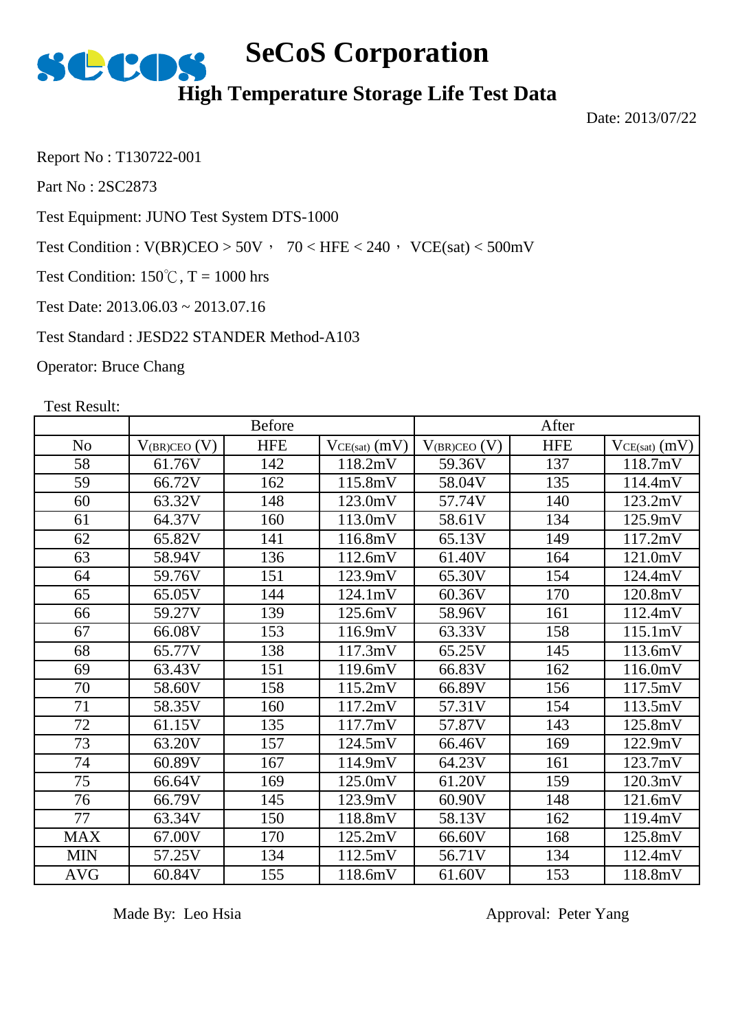# SeCoS Corporation

## High Temperature Storage Life Test Data

Date: 2013/07/22

Report No : T130722-001

Part No : 2SC2873

Test Equipment: JUNO Test System DTS-1000

Test Condition : V(BR)CEO > 50V， 70 < HFE < 240， VCE(sat) < 500mV

Test Condition: 150℃, T = 1000 hrs

Test Date: 2013.06.03 ~ 2013.07.16

Test Standard : JESD22 STANDER Method-A103

Operator: Bruce Chang

Test Result:

| | Before | | | After | | |
|---|---|---|---|---|---|---|
| No | $V_{(BR)CEO}$ (V) | HFE | $V_{CE(sat)}$ (mV) | $V_{(BR)CEO}$ (V) | HFE | $V_{CE(sat)}$ (mV) |
| 58 | 61.76V | 142 | 118.2mV | 59.36V | 137 | 118.7mV |
| 59 | 66.72V | 162 | 115.8mV | 58.04V | 135 | 114.4mV |
| 60 | 63.32V | 148 | 123.0mV | 57.74V | 140 | 123.2mV |
| 61 | 64.37V | 160 | 113.0mV | 58.61V | 134 | 125.9mV |
| 62 | 65.82V | 141 | 116.8mV | 65.13V | 149 | 117.2mV |
| 63 | 58.94V | 136 | 112.6mV | 61.40V | 164 | 121.0mV |
| 64 | 59.76V | 151 | 123.9mV | 65.30V | 154 | 124.4mV |
| 65 | 65.05V | 144 | 124.1mV | 60.36V | 170 | 120.8mV |
| 66 | 59.27V | 139 | 125.6mV | 58.96V | 161 | 112.4mV |
| 67 | 66.08V | 153 | 116.9mV | 63.33V | 158 | 115.1mV |
| 68 | 65.77V | 138 | 117.3mV | 65.25V | 145 | 113.6mV |
| 69 | 63.43V | 151 | 119.6mV | 66.83V | 162 | 116.0mV |
| 70 | 58.60V | 158 | 115.2mV | 66.89V | 156 | 117.5mV |
| 71 | 58.35V | 160 | 117.2mV | 57.31V | 154 | 113.5mV |
| 72 | 61.15V | 135 | 117.7mV | 57.87V | 143 | 125.8mV |
| 73 | 63.20V | 157 | 124.5mV | 66.46V | 169 | 122.9mV |
| 74 | 60.89V | 167 | 114.9mV | 64.23V | 161 | 123.7mV |
| 75 | 66.64V | 169 | 125.0mV | 61.20V | 159 | 120.3mV |
| 76 | 66.79V | 145 | 123.9mV | 60.90V | 148 | 121.6mV |
| 77 | 63.34V | 150 | 118.8mV | 58.13V | 162 | 119.4mV |
| MAX | 67.00V | 170 | 125.2mV | 66.60V | 168 | 125.8mV |
| MIN | 57.25V | 134 | 112.5mV | 56.71V | 134 | 112.4mV |
| AVG | 60.84V | 155 | 118.6mV | 61.60V | 153 | 118.8mV |

Made By: Leo Hsia

Approval: Peter Yang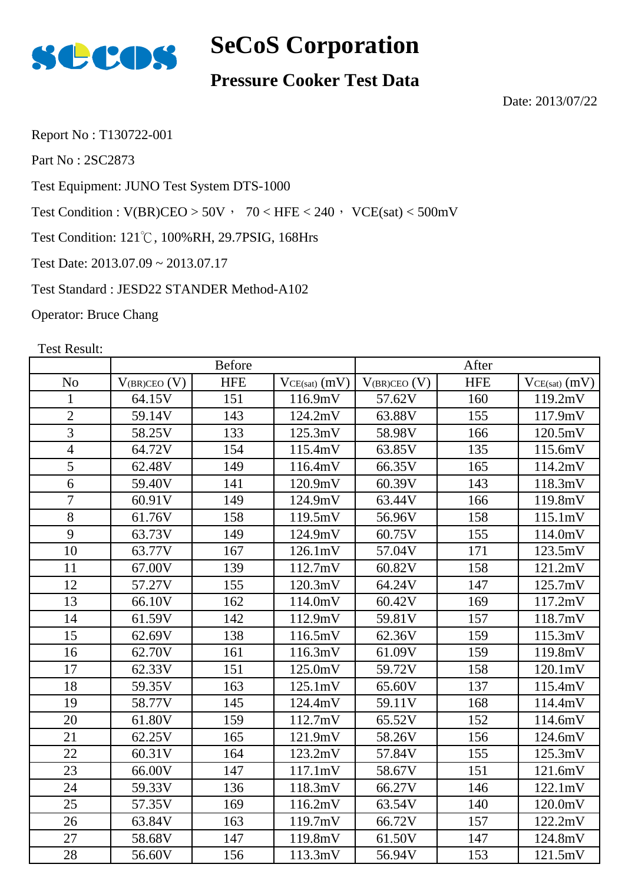# SeCoS Corporation

## Pressure Cooker Test Data

Date: 2013/07/22

Report No : T130722-001

Part No : 2SC2873

Test Equipment: JUNO Test System DTS-1000

Test Condition : V(BR)CEO > 50V， 70 < HFE < 240， VCE(sat) < 500mV

Test Condition: 121℃, 100%RH, 29.7PSIG, 168Hrs

Test Date: 2013.07.09 ~ 2013.07.17

Test Standard : JESD22 STANDER Method-A102

Operator: Bruce Chang

Test Result:

| | Before | | | After | | |
|---|---|---|---|---|---|---|
| No | $V_{(BR)CEO}$ (V) | HFE | $V_{CE(sat)}$ (mV) | $V_{(BR)CEO}$ (V) | HFE | $V_{CE(sat)}$ (mV) |
| 1 | 64.15V | 151 | 116.9mV | 57.62V | 160 | 119.2mV |
| 2 | 59.14V | 143 | 124.2mV | 63.88V | 155 | 117.9mV |
| 3 | 58.25V | 133 | 125.3mV | 58.98V | 166 | 120.5mV |
| 4 | 64.72V | 154 | 115.4mV | 63.85V | 135 | 115.6mV |
| 5 | 62.48V | 149 | 116.4mV | 66.35V | 165 | 114.2mV |
| 6 | 59.40V | 141 | 120.9mV | 60.39V | 143 | 118.3mV |
| 7 | 60.91V | 149 | 124.9mV | 63.44V | 166 | 119.8mV |
| 8 | 61.76V | 158 | 119.5mV | 56.96V | 158 | 115.1mV |
| 9 | 63.73V | 149 | 124.9mV | 60.75V | 155 | 114.0mV |
| 10 | 63.77V | 167 | 126.1mV | 57.04V | 171 | 123.5mV |
| 11 | 67.00V | 139 | 112.7mV | 60.82V | 158 | 121.2mV |
| 12 | 57.27V | 155 | 120.3mV | 64.24V | 147 | 125.7mV |
| 13 | 66.10V | 162 | 114.0mV | 60.42V | 169 | 117.2mV |
| 14 | 61.59V | 142 | 112.9mV | 59.81V | 157 | 118.7mV |
| 15 | 62.69V | 138 | 116.5mV | 62.36V | 159 | 115.3mV |
| 16 | 62.70V | 161 | 116.3mV | 61.09V | 159 | 119.8mV |
| 17 | 62.33V | 151 | 125.0mV | 59.72V | 158 | 120.1mV |
| 18 | 59.35V | 163 | 125.1mV | 65.60V | 137 | 115.4mV |
| 19 | 58.77V | 145 | 124.4mV | 59.11V | 168 | 114.4mV |
| 20 | 61.80V | 159 | 112.7mV | 65.52V | 152 | 114.6mV |
| 21 | 62.25V | 165 | 121.9mV | 58.26V | 156 | 124.6mV |
| 22 | 60.31V | 164 | 123.2mV | 57.84V | 155 | 125.3mV |
| 23 | 66.00V | 147 | 117.1mV | 58.67V | 151 | 121.6mV |
| 24 | 59.33V | 136 | 118.3mV | 66.27V | 146 | 122.1mV |
| 25 | 57.35V | 169 | 116.2mV | 63.54V | 140 | 120.0mV |
| 26 | 63.84V | 163 | 119.7mV | 66.72V | 157 | 122.2mV |
| 27 | 58.68V | 147 | 119.8mV | 61.50V | 147 | 124.8mV |
| 28 | 56.60V | 156 | 113.3mV | 56.94V | 153 | 121.5mV |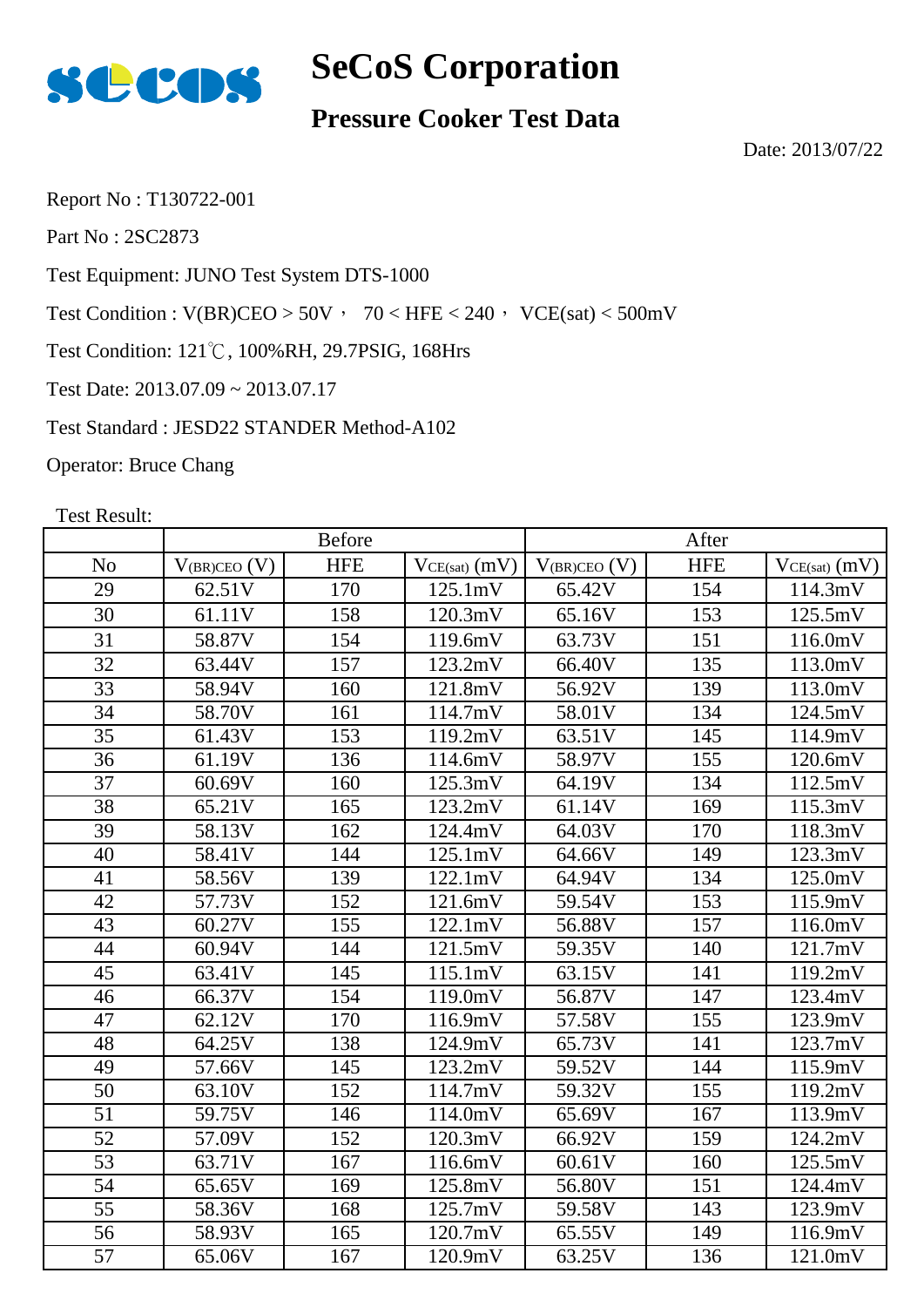# SeCoS Corporation

## Pressure Cooker Test Data

Date: 2013/07/22

Report No : T130722-001

Part No : 2SC2873

Test Equipment: JUNO Test System DTS-1000

Test Condition : V(BR)CEO > 50V， 70 < HFE < 240， VCE(sat) < 500mV

Test Condition: 121℃, 100%RH, 29.7PSIG, 168Hrs

Test Date: 2013.07.09 ~ 2013.07.17

Test Standard : JESD22 STANDER Method-A102

Operator: Bruce Chang

Test Result:

| | Before | | | After | | |
|---|---|---|---|---|---|---|
| No | $V_{(BR)CEO}$ (V) | HFE | $V_{CE(sat)}$ (mV) | $V_{(BR)CEO}$ (V) | HFE | $V_{CE(sat)}$ (mV) |
| 29 | 62.51V | 170 | 125.1mV | 65.42V | 154 | 114.3mV |
| 30 | 61.11V | 158 | 120.3mV | 65.16V | 153 | 125.5mV |
| 31 | 58.87V | 154 | 119.6mV | 63.73V | 151 | 116.0mV |
| 32 | 63.44V | 157 | 123.2mV | 66.40V | 135 | 113.0mV |
| 33 | 58.94V | 160 | 121.8mV | 56.92V | 139 | 113.0mV |
| 34 | 58.70V | 161 | 114.7mV | 58.01V | 134 | 124.5mV |
| 35 | 61.43V | 153 | 119.2mV | 63.51V | 145 | 114.9mV |
| 36 | 61.19V | 136 | 114.6mV | 58.97V | 155 | 120.6mV |
| 37 | 60.69V | 160 | 125.3mV | 64.19V | 134 | 112.5mV |
| 38 | 65.21V | 165 | 123.2mV | 61.14V | 169 | 115.3mV |
| 39 | 58.13V | 162 | 124.4mV | 64.03V | 170 | 118.3mV |
| 40 | 58.41V | 144 | 125.1mV | 64.66V | 149 | 123.3mV |
| 41 | 58.56V | 139 | 122.1mV | 64.94V | 134 | 125.0mV |
| 42 | 57.73V | 152 | 121.6mV | 59.54V | 153 | 115.9mV |
| 43 | 60.27V | 155 | 122.1mV | 56.88V | 157 | 116.0mV |
| 44 | 60.94V | 144 | 121.5mV | 59.35V | 140 | 121.7mV |
| 45 | 63.41V | 145 | 115.1mV | 63.15V | 141 | 119.2mV |
| 46 | 66.37V | 154 | 119.0mV | 56.87V | 147 | 123.4mV |
| 47 | 62.12V | 170 | 116.9mV | 57.58V | 155 | 123.9mV |
| 48 | 64.25V | 138 | 124.9mV | 65.73V | 141 | 123.7mV |
| 49 | 57.66V | 145 | 123.2mV | 59.52V | 144 | 115.9mV |
| 50 | 63.10V | 152 | 114.7mV | 59.32V | 155 | 119.2mV |
| 51 | 59.75V | 146 | 114.0mV | 65.69V | 167 | 113.9mV |
| 52 | 57.09V | 152 | 120.3mV | 66.92V | 159 | 124.2mV |
| 53 | 63.71V | 167 | 116.6mV | 60.61V | 160 | 125.5mV |
| 54 | 65.65V | 169 | 125.8mV | 56.80V | 151 | 124.4mV |
| 55 | 58.36V | 168 | 125.7mV | 59.58V | 143 | 123.9mV |
| 56 | 58.93V | 165 | 120.7mV | 65.55V | 149 | 116.9mV |
| 57 | 65.06V | 167 | 120.9mV | 63.25V | 136 | 121.0mV |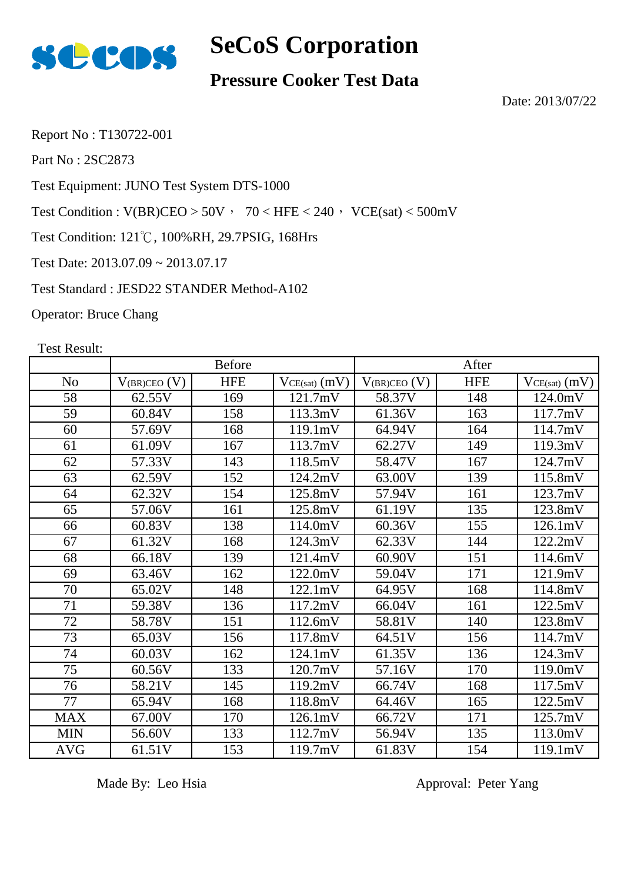# SeCoS Corporation

## Pressure Cooker Test Data

Date: 2013/07/22

Report No : T130722-001

Part No : 2SC2873

Test Equipment: JUNO Test System DTS-1000

Test Condition : V(BR)CEO > 50V， 70 < HFE < 240， VCE(sat) < 500mV

Test Condition: 121℃, 100%RH, 29.7PSIG, 168Hrs

Test Date: 2013.07.09 ~ 2013.07.17

Test Standard : JESD22 STANDER Method-A102

Operator: Bruce Chang

Test Result:

| | Before | | | After | | |
|---|---|---|---|---|---|---|
| No | $V_{(BR)CEO}$ (V) | HFE | $V_{CE(sat)}$ (mV) | $V_{(BR)CEO}$ (V) | HFE | $V_{CE(sat)}$ (mV) |
| 58 | 62.55V | 169 | 121.7mV | 58.37V | 148 | 124.0mV |
| 59 | 60.84V | 158 | 113.3mV | 61.36V | 163 | 117.7mV |
| 60 | 57.69V | 168 | 119.1mV | 64.94V | 164 | 114.7mV |
| 61 | 61.09V | 167 | 113.7mV | 62.27V | 149 | 119.3mV |
| 62 | 57.33V | 143 | 118.5mV | 58.47V | 167 | 124.7mV |
| 63 | 62.59V | 152 | 124.2mV | 63.00V | 139 | 115.8mV |
| 64 | 62.32V | 154 | 125.8mV | 57.94V | 161 | 123.7mV |
| 65 | 57.06V | 161 | 125.8mV | 61.19V | 135 | 123.8mV |
| 66 | 60.83V | 138 | 114.0mV | 60.36V | 155 | 126.1mV |
| 67 | 61.32V | 168 | 124.3mV | 62.33V | 144 | 122.2mV |
| 68 | 66.18V | 139 | 121.4mV | 60.90V | 151 | 114.6mV |
| 69 | 63.46V | 162 | 122.0mV | 59.04V | 171 | 121.9mV |
| 70 | 65.02V | 148 | 122.1mV | 64.95V | 168 | 114.8mV |
| 71 | 59.38V | 136 | 117.2mV | 66.04V | 161 | 122.5mV |
| 72 | 58.78V | 151 | 112.6mV | 58.81V | 140 | 123.8mV |
| 73 | 65.03V | 156 | 117.8mV | 64.51V | 156 | 114.7mV |
| 74 | 60.03V | 162 | 124.1mV | 61.35V | 136 | 124.3mV |
| 75 | 60.56V | 133 | 120.7mV | 57.16V | 170 | 119.0mV |
| 76 | 58.21V | 145 | 119.2mV | 66.74V | 168 | 117.5mV |
| 77 | 65.94V | 168 | 118.8mV | 64.46V | 165 | 122.5mV |
| MAX | 67.00V | 170 | 126.1mV | 66.72V | 171 | 125.7mV |
| MIN | 56.60V | 133 | 112.7mV | 56.94V | 135 | 113.0mV |
| AVG | 61.51V | 153 | 119.7mV | 61.83V | 154 | 119.1mV |

Made By: Leo Hsia

Approval: Peter Yang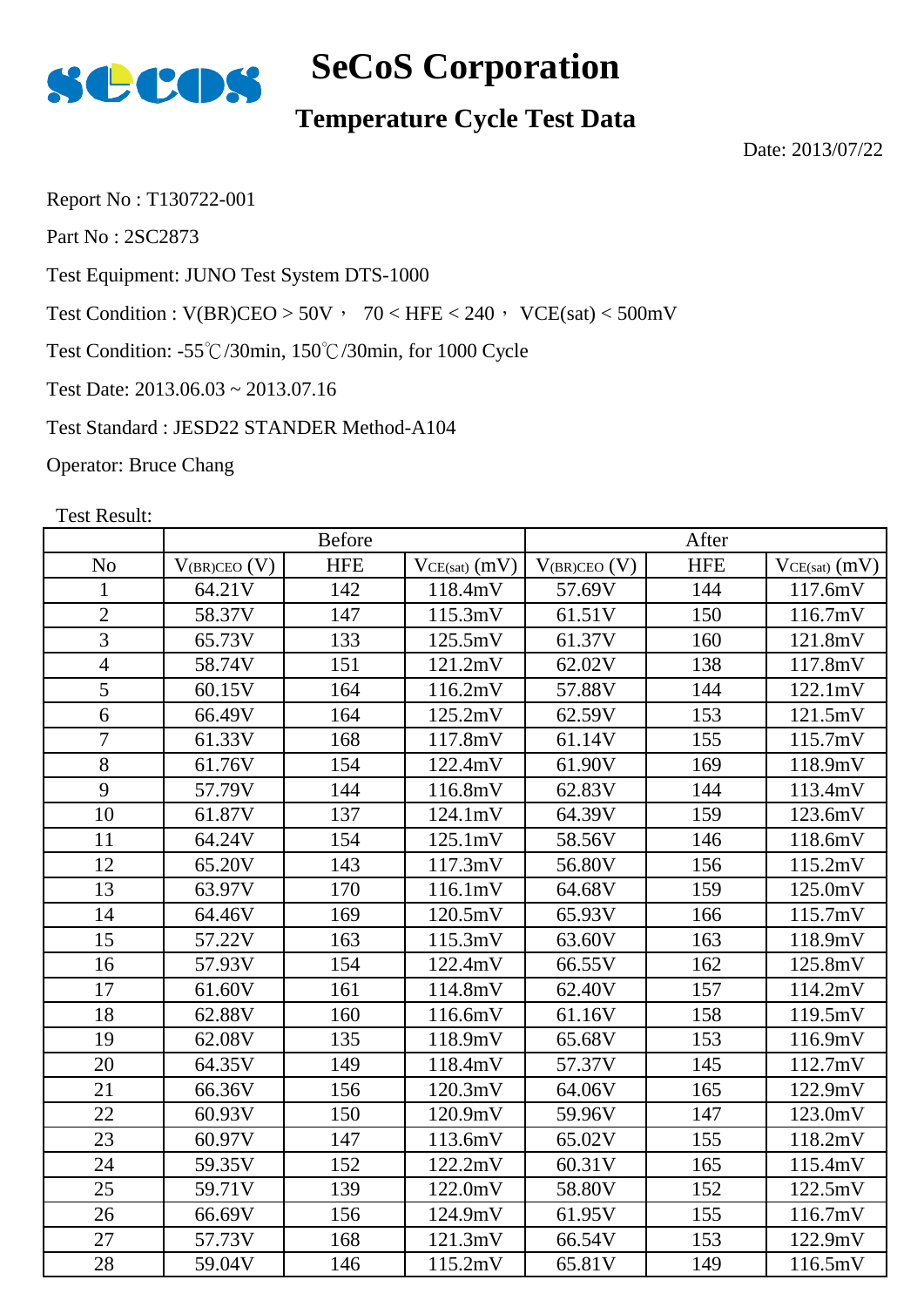# SeCoS Corporation

## Temperature Cycle Test Data

Date: 2013/07/22

Report No : T130722-001

Part No : 2SC2873

Test Equipment: JUNO Test System DTS-1000

Test Condition : V(BR)CEO > 50V， 70 < HFE < 240， VCE(sat) < 500mV

Test Condition: -55℃/30min, 150℃/30min, for 1000 Cycle

Test Date: 2013.06.03 ~ 2013.07.16

Test Standard : JESD22 STANDER Method-A104

Operator: Bruce Chang

Test Result:

| | Before | | | After | | |
|---|---|---|---|---|---|---|
| No | $V_{(BR)CEO}$ (V) | HFE | $V_{CE(sat)}$ (mV) | $V_{(BR)CEO}$ (V) | HFE | $V_{CE(sat)}$ (mV) |
| 1 | 64.21V | 142 | 118.4mV | 57.69V | 144 | 117.6mV |
| 2 | 58.37V | 147 | 115.3mV | 61.51V | 150 | 116.7mV |
| 3 | 65.73V | 133 | 125.5mV | 61.37V | 160 | 121.8mV |
| 4 | 58.74V | 151 | 121.2mV | 62.02V | 138 | 117.8mV |
| 5 | 60.15V | 164 | 116.2mV | 57.88V | 144 | 122.1mV |
| 6 | 66.49V | 164 | 125.2mV | 62.59V | 153 | 121.5mV |
| 7 | 61.33V | 168 | 117.8mV | 61.14V | 155 | 115.7mV |
| 8 | 61.76V | 154 | 122.4mV | 61.90V | 169 | 118.9mV |
| 9 | 57.79V | 144 | 116.8mV | 62.83V | 144 | 113.4mV |
| 10 | 61.87V | 137 | 124.1mV | 64.39V | 159 | 123.6mV |
| 11 | 64.24V | 154 | 125.1mV | 58.56V | 146 | 118.6mV |
| 12 | 65.20V | 143 | 117.3mV | 56.80V | 156 | 115.2mV |
| 13 | 63.97V | 170 | 116.1mV | 64.68V | 159 | 125.0mV |
| 14 | 64.46V | 169 | 120.5mV | 65.93V | 166 | 115.7mV |
| 15 | 57.22V | 163 | 115.3mV | 63.60V | 163 | 118.9mV |
| 16 | 57.93V | 154 | 122.4mV | 66.55V | 162 | 125.8mV |
| 17 | 61.60V | 161 | 114.8mV | 62.40V | 157 | 114.2mV |
| 18 | 62.88V | 160 | 116.6mV | 61.16V | 158 | 119.5mV |
| 19 | 62.08V | 135 | 118.9mV | 65.68V | 153 | 116.9mV |
| 20 | 64.35V | 149 | 118.4mV | 57.37V | 145 | 112.7mV |
| 21 | 66.36V | 156 | 120.3mV | 64.06V | 165 | 122.9mV |
| 22 | 60.93V | 150 | 120.9mV | 59.96V | 147 | 123.0mV |
| 23 | 60.97V | 147 | 113.6mV | 65.02V | 155 | 118.2mV |
| 24 | 59.35V | 152 | 122.2mV | 60.31V | 165 | 115.4mV |
| 25 | 59.71V | 139 | 122.0mV | 58.80V | 152 | 122.5mV |
| 26 | 66.69V | 156 | 124.9mV | 61.95V | 155 | 116.7mV |
| 27 | 57.73V | 168 | 121.3mV | 66.54V | 153 | 122.9mV |
| 28 | 59.04V | 146 | 115.2mV | 65.81V | 149 | 116.5mV |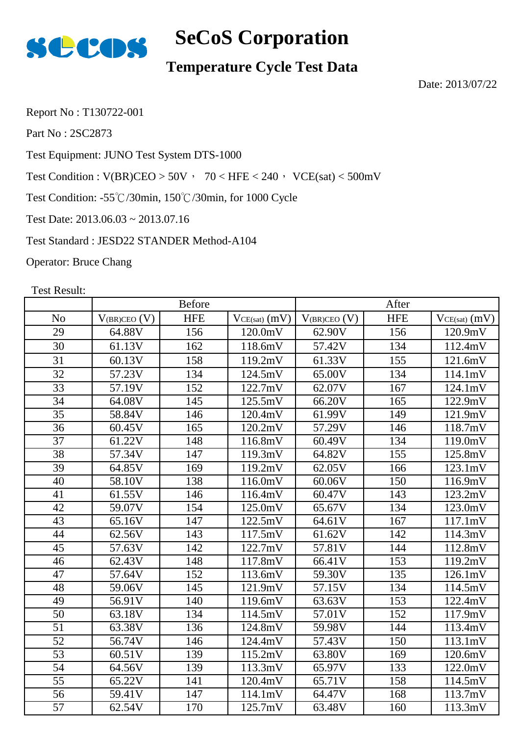# SeCoS Corporation

## Temperature Cycle Test Data

Date: 2013/07/22

Report No : T130722-001

Part No : 2SC2873

Test Equipment: JUNO Test System DTS-1000

Test Condition : V(BR)CEO > 50V， 70 < HFE < 240， VCE(sat) < 500mV

Test Condition: -55℃/30min, 150℃/30min, for 1000 Cycle

Test Date: 2013.06.03 ~ 2013.07.16

Test Standard : JESD22 STANDER Method-A104

Operator: Bruce Chang

Test Result:

| | Before | | | After | | |
|---|---|---|---|---|---|---|
| No | $V_{(BR)CEO}$ (V) | HFE | $V_{CE(sat)}$ (mV) | $V_{(BR)CEO}$ (V) | HFE | $V_{CE(sat)}$ (mV) |
| 29 | 64.88V | 156 | 120.0mV | 62.90V | 156 | 120.9mV |
| 30 | 61.13V | 162 | 118.6mV | 57.42V | 134 | 112.4mV |
| 31 | 60.13V | 158 | 119.2mV | 61.33V | 155 | 121.6mV |
| 32 | 57.23V | 134 | 124.5mV | 65.00V | 134 | 114.1mV |
| 33 | 57.19V | 152 | 122.7mV | 62.07V | 167 | 124.1mV |
| 34 | 64.08V | 145 | 125.5mV | 66.20V | 165 | 122.9mV |
| 35 | 58.84V | 146 | 120.4mV | 61.99V | 149 | 121.9mV |
| 36 | 60.45V | 165 | 120.2mV | 57.29V | 146 | 118.7mV |
| 37 | 61.22V | 148 | 116.8mV | 60.49V | 134 | 119.0mV |
| 38 | 57.34V | 147 | 119.3mV | 64.82V | 155 | 125.8mV |
| 39 | 64.85V | 169 | 119.2mV | 62.05V | 166 | 123.1mV |
| 40 | 58.10V | 138 | 116.0mV | 60.06V | 150 | 116.9mV |
| 41 | 61.55V | 146 | 116.4mV | 60.47V | 143 | 123.2mV |
| 42 | 59.07V | 154 | 125.0mV | 65.67V | 134 | 123.0mV |
| 43 | 65.16V | 147 | 122.5mV | 64.61V | 167 | 117.1mV |
| 44 | 62.56V | 143 | 117.5mV | 61.62V | 142 | 114.3mV |
| 45 | 57.63V | 142 | 122.7mV | 57.81V | 144 | 112.8mV |
| 46 | 62.43V | 148 | 117.8mV | 66.41V | 153 | 119.2mV |
| 47 | 57.64V | 152 | 113.6mV | 59.30V | 135 | 126.1mV |
| 48 | 59.06V | 145 | 121.9mV | 57.15V | 134 | 114.5mV |
| 49 | 56.91V | 140 | 119.6mV | 63.63V | 153 | 122.4mV |
| 50 | 63.18V | 134 | 114.5mV | 57.01V | 152 | 117.9mV |
| 51 | 63.38V | 136 | 124.8mV | 59.98V | 144 | 113.4mV |
| 52 | 56.74V | 146 | 124.4mV | 57.43V | 150 | 113.1mV |
| 53 | 60.51V | 139 | 115.2mV | 63.80V | 169 | 120.6mV |
| 54 | 64.56V | 139 | 113.3mV | 65.97V | 133 | 122.0mV |
| 55 | 65.22V | 141 | 120.4mV | 65.71V | 158 | 114.5mV |
| 56 | 59.41V | 147 | 114.1mV | 64.47V | 168 | 113.7mV |
| 57 | 62.54V | 170 | 125.7mV | 63.48V | 160 | 113.3mV |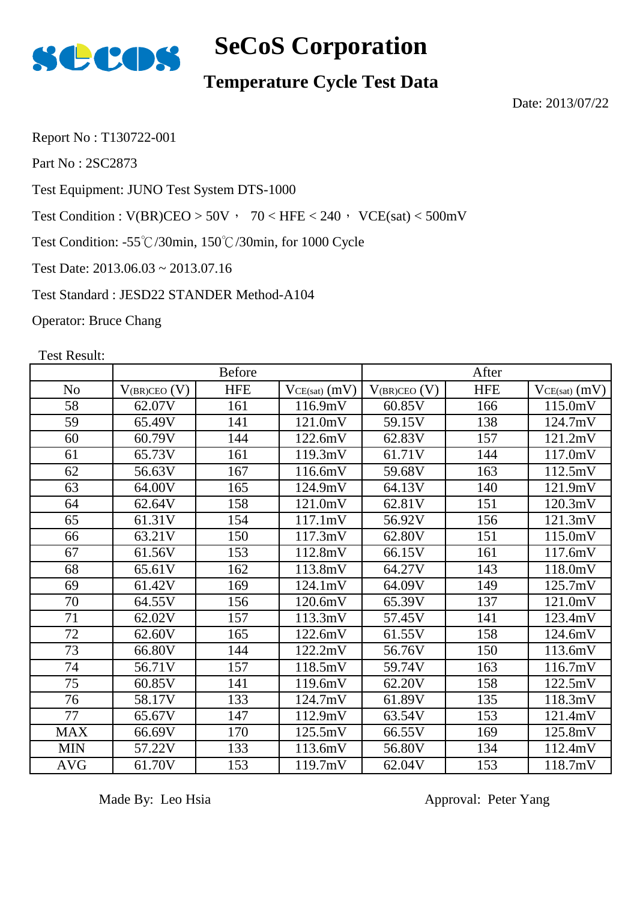# SeCoS Corporation

## Temperature Cycle Test Data

Date: 2013/07/22

Report No : T130722-001

Part No : 2SC2873

Test Equipment: JUNO Test System DTS-1000

Test Condition : V(BR)CEO > 50V， 70 < HFE < 240， VCE(sat) < 500mV

Test Condition: -55℃/30min, 150℃/30min, for 1000 Cycle

Test Date: 2013.06.03 ~ 2013.07.16

Test Standard : JESD22 STANDER Method-A104

Operator: Bruce Chang

Test Result:

| | Before | | | After | | |
|---|---|---|---|---|---|---|
| No | $V_{(BR)CEO}$ (V) | HFE | $V_{CE(sat)}$ (mV) | $V_{(BR)CEO}$ (V) | HFE | $V_{CE(sat)}$ (mV) |
| 58 | 62.07V | 161 | 116.9mV | 60.85V | 166 | 115.0mV |
| 59 | 65.49V | 141 | 121.0mV | 59.15V | 138 | 124.7mV |
| 60 | 60.79V | 144 | 122.6mV | 62.83V | 157 | 121.2mV |
| 61 | 65.73V | 161 | 119.3mV | 61.71V | 144 | 117.0mV |
| 62 | 56.63V | 167 | 116.6mV | 59.68V | 163 | 112.5mV |
| 63 | 64.00V | 165 | 124.9mV | 64.13V | 140 | 121.9mV |
| 64 | 62.64V | 158 | 121.0mV | 62.81V | 151 | 120.3mV |
| 65 | 61.31V | 154 | 117.1mV | 56.92V | 156 | 121.3mV |
| 66 | 63.21V | 150 | 117.3mV | 62.80V | 151 | 115.0mV |
| 67 | 61.56V | 153 | 112.8mV | 66.15V | 161 | 117.6mV |
| 68 | 65.61V | 162 | 113.8mV | 64.27V | 143 | 118.0mV |
| 69 | 61.42V | 169 | 124.1mV | 64.09V | 149 | 125.7mV |
| 70 | 64.55V | 156 | 120.6mV | 65.39V | 137 | 121.0mV |
| 71 | 62.02V | 157 | 113.3mV | 57.45V | 141 | 123.4mV |
| 72 | 62.60V | 165 | 122.6mV | 61.55V | 158 | 124.6mV |
| 73 | 66.80V | 144 | 122.2mV | 56.76V | 150 | 113.6mV |
| 74 | 56.71V | 157 | 118.5mV | 59.74V | 163 | 116.7mV |
| 75 | 60.85V | 141 | 119.6mV | 62.20V | 158 | 122.5mV |
| 76 | 58.17V | 133 | 124.7mV | 61.89V | 135 | 118.3mV |
| 77 | 65.67V | 147 | 112.9mV | 63.54V | 153 | 121.4mV |
| MAX | 66.69V | 170 | 125.5mV | 66.55V | 169 | 125.8mV |
| MIN | 57.22V | 133 | 113.6mV | 56.80V | 134 | 112.4mV |
| AVG | 61.70V | 153 | 119.7mV | 62.04V | 153 | 118.7mV |

Made By: Leo Hsia

Approval: Peter Yang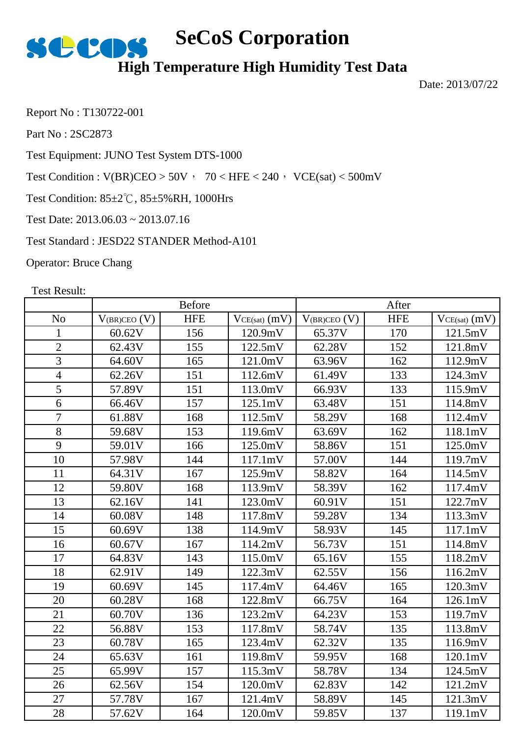# SeCoS Corporation

## High Temperature High Humidity Test Data

Date: 2013/07/22

Report No : T130722-001

Part No : 2SC2873

Test Equipment: JUNO Test System DTS-1000

Test Condition : V(BR)CEO > 50V， 70 < HFE < 240， VCE(sat) < 500mV

Test Condition: 85±2℃, 85±5%RH, 1000Hrs

Test Date: 2013.06.03 ~ 2013.07.16

Test Standard : JESD22 STANDER Method-A101

Operator: Bruce Chang

Test Result:

| | Before | | | After | | |
|---|---|---|---|---|---|---|
| No | $V_{(BR)CEO}$ (V) | HFE | $V_{CE(sat)}$ (mV) | $V_{(BR)CEO}$ (V) | HFE | $V_{CE(sat)}$ (mV) |
| 1 | 60.62V | 156 | 120.9mV | 65.37V | 170 | 121.5mV |
| 2 | 62.43V | 155 | 122.5mV | 62.28V | 152 | 121.8mV |
| 3 | 64.60V | 165 | 121.0mV | 63.96V | 162 | 112.9mV |
| 4 | 62.26V | 151 | 112.6mV | 61.49V | 133 | 124.3mV |
| 5 | 57.89V | 151 | 113.0mV | 66.93V | 133 | 115.9mV |
| 6 | 66.46V | 157 | 125.1mV | 63.48V | 151 | 114.8mV |
| 7 | 61.88V | 168 | 112.5mV | 58.29V | 168 | 112.4mV |
| 8 | 59.68V | 153 | 119.6mV | 63.69V | 162 | 118.1mV |
| 9 | 59.01V | 166 | 125.0mV | 58.86V | 151 | 125.0mV |
| 10 | 57.98V | 144 | 117.1mV | 57.00V | 144 | 119.7mV |
| 11 | 64.31V | 167 | 125.9mV | 58.82V | 164 | 114.5mV |
| 12 | 59.80V | 168 | 113.9mV | 58.39V | 162 | 117.4mV |
| 13 | 62.16V | 141 | 123.0mV | 60.91V | 151 | 122.7mV |
| 14 | 60.08V | 148 | 117.8mV | 59.28V | 134 | 113.3mV |
| 15 | 60.69V | 138 | 114.9mV | 58.93V | 145 | 117.1mV |
| 16 | 60.67V | 167 | 114.2mV | 56.73V | 151 | 114.8mV |
| 17 | 64.83V | 143 | 115.0mV | 65.16V | 155 | 118.2mV |
| 18 | 62.91V | 149 | 122.3mV | 62.55V | 156 | 116.2mV |
| 19 | 60.69V | 145 | 117.4mV | 64.46V | 165 | 120.3mV |
| 20 | 60.28V | 168 | 122.8mV | 66.75V | 164 | 126.1mV |
| 21 | 60.70V | 136 | 123.2mV | 64.23V | 153 | 119.7mV |
| 22 | 56.88V | 153 | 117.8mV | 58.74V | 135 | 113.8mV |
| 23 | 60.78V | 165 | 123.4mV | 62.32V | 135 | 116.9mV |
| 24 | 65.63V | 161 | 119.8mV | 59.95V | 168 | 120.1mV |
| 25 | 65.99V | 157 | 115.3mV | 58.78V | 134 | 124.5mV |
| 26 | 62.56V | 154 | 120.0mV | 62.83V | 142 | 121.2mV |
| 27 | 57.78V | 167 | 121.4mV | 58.89V | 145 | 121.3mV |
| 28 | 57.62V | 164 | 120.0mV | 59.85V | 137 | 119.1mV |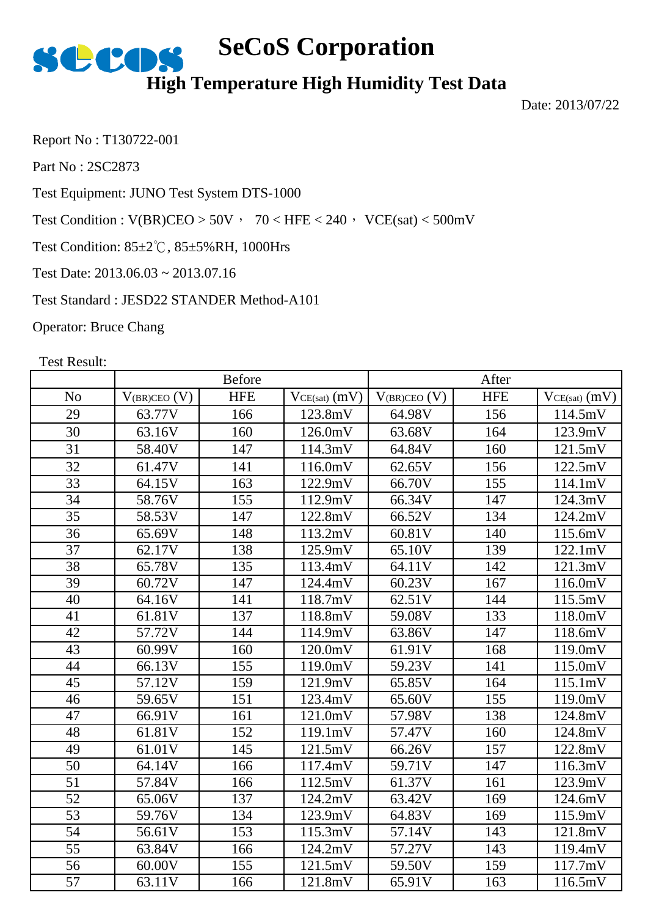# SeCoS Corporation

## High Temperature High Humidity Test Data

Date: 2013/07/22

Report No : T130722-001

Part No : 2SC2873

Test Equipment: JUNO Test System DTS-1000

Test Condition : V(BR)CEO > 50V， 70 < HFE < 240， VCE(sat) < 500mV

Test Condition: 85±2℃, 85±5%RH, 1000Hrs

Test Date: 2013.06.03 ~ 2013.07.16

Test Standard : JESD22 STANDER Method-A101

Operator: Bruce Chang

Test Result:

| | Before | | | After | | |
|---|---|---|---|---|---|---|
| No | $V_{(BR)CEO}$ (V) | HFE | $V_{CE(sat)}$ (mV) | $V_{(BR)CEO}$ (V) | HFE | $V_{CE(sat)}$ (mV) |
| 29 | 63.77V | 166 | 123.8mV | 64.98V | 156 | 114.5mV |
| 30 | 63.16V | 160 | 126.0mV | 63.68V | 164 | 123.9mV |
| 31 | 58.40V | 147 | 114.3mV | 64.84V | 160 | 121.5mV |
| 32 | 61.47V | 141 | 116.0mV | 62.65V | 156 | 122.5mV |
| 33 | 64.15V | 163 | 122.9mV | 66.70V | 155 | 114.1mV |
| 34 | 58.76V | 155 | 112.9mV | 66.34V | 147 | 124.3mV |
| 35 | 58.53V | 147 | 122.8mV | 66.52V | 134 | 124.2mV |
| 36 | 65.69V | 148 | 113.2mV | 60.81V | 140 | 115.6mV |
| 37 | 62.17V | 138 | 125.9mV | 65.10V | 139 | 122.1mV |
| 38 | 65.78V | 135 | 113.4mV | 64.11V | 142 | 121.3mV |
| 39 | 60.72V | 147 | 124.4mV | 60.23V | 167 | 116.0mV |
| 40 | 64.16V | 141 | 118.7mV | 62.51V | 144 | 115.5mV |
| 41 | 61.81V | 137 | 118.8mV | 59.08V | 133 | 118.0mV |
| 42 | 57.72V | 144 | 114.9mV | 63.86V | 147 | 118.6mV |
| 43 | 60.99V | 160 | 120.0mV | 61.91V | 168 | 119.0mV |
| 44 | 66.13V | 155 | 119.0mV | 59.23V | 141 | 115.0mV |
| 45 | 57.12V | 159 | 121.9mV | 65.85V | 164 | 115.1mV |
| 46 | 59.65V | 151 | 123.4mV | 65.60V | 155 | 119.0mV |
| 47 | 66.91V | 161 | 121.0mV | 57.98V | 138 | 124.8mV |
| 48 | 61.81V | 152 | 119.1mV | 57.47V | 160 | 124.8mV |
| 49 | 61.01V | 145 | 121.5mV | 66.26V | 157 | 122.8mV |
| 50 | 64.14V | 166 | 117.4mV | 59.71V | 147 | 116.3mV |
| 51 | 57.84V | 166 | 112.5mV | 61.37V | 161 | 123.9mV |
| 52 | 65.06V | 137 | 124.2mV | 63.42V | 169 | 124.6mV |
| 53 | 59.76V | 134 | 123.9mV | 64.83V | 169 | 115.9mV |
| 54 | 56.61V | 153 | 115.3mV | 57.14V | 143 | 121.8mV |
| 55 | 63.84V | 166 | 124.2mV | 57.27V | 143 | 119.4mV |
| 56 | 60.00V | 155 | 121.5mV | 59.50V | 159 | 117.7mV |
| 57 | 63.11V | 166 | 121.8mV | 65.91V | 163 | 116.5mV |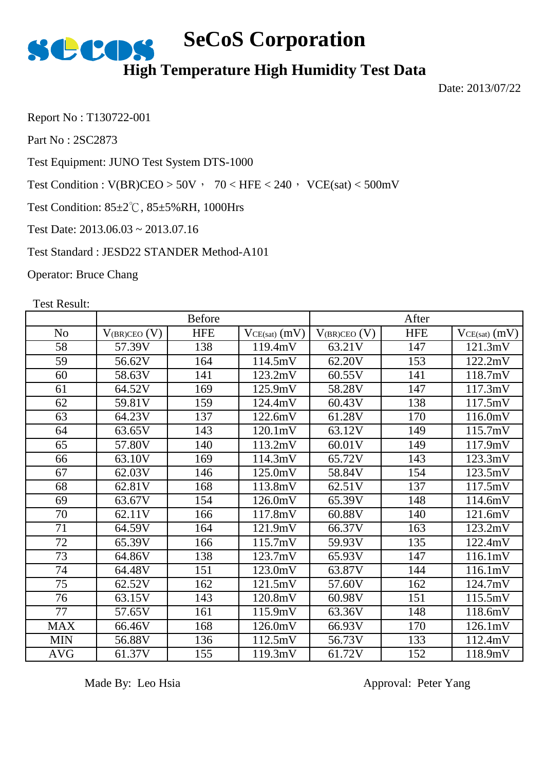# SeCoS Corporation

## High Temperature High Humidity Test Data

Date: 2013/07/22

Report No : T130722-001

Part No : 2SC2873

Test Equipment: JUNO Test System DTS-1000

Test Condition : V(BR)CEO > 50V， 70 < HFE < 240， VCE(sat) < 500mV

Test Condition: 85±2℃, 85±5%RH, 1000Hrs

Test Date: 2013.06.03 ~ 2013.07.16

Test Standard : JESD22 STANDER Method-A101

Operator: Bruce Chang

Test Result:

| | Before | | | After | | |
|---|---|---|---|---|---|---|
| No | $V_{(BR)CEO}$ (V) | HFE | $V_{CE(sat)}$ (mV) | $V_{(BR)CEO}$ (V) | HFE | $V_{CE(sat)}$ (mV) |
| 58 | 57.39V | 138 | 119.4mV | 63.21V | 147 | 121.3mV |
| 59 | 56.62V | 164 | 114.5mV | 62.20V | 153 | 122.2mV |
| 60 | 58.63V | 141 | 123.2mV | 60.55V | 141 | 118.7mV |
| 61 | 64.52V | 169 | 125.9mV | 58.28V | 147 | 117.3mV |
| 62 | 59.81V | 159 | 124.4mV | 60.43V | 138 | 117.5mV |
| 63 | 64.23V | 137 | 122.6mV | 61.28V | 170 | 116.0mV |
| 64 | 63.65V | 143 | 120.1mV | 63.12V | 149 | 115.7mV |
| 65 | 57.80V | 140 | 113.2mV | 60.01V | 149 | 117.9mV |
| 66 | 63.10V | 169 | 114.3mV | 65.72V | 143 | 123.3mV |
| 67 | 62.03V | 146 | 125.0mV | 58.84V | 154 | 123.5mV |
| 68 | 62.81V | 168 | 113.8mV | 62.51V | 137 | 117.5mV |
| 69 | 63.67V | 154 | 126.0mV | 65.39V | 148 | 114.6mV |
| 70 | 62.11V | 166 | 117.8mV | 60.88V | 140 | 121.6mV |
| 71 | 64.59V | 164 | 121.9mV | 66.37V | 163 | 123.2mV |
| 72 | 65.39V | 166 | 115.7mV | 59.93V | 135 | 122.4mV |
| 73 | 64.86V | 138 | 123.7mV | 65.93V | 147 | 116.1mV |
| 74 | 64.48V | 151 | 123.0mV | 63.87V | 144 | 116.1mV |
| 75 | 62.52V | 162 | 121.5mV | 57.60V | 162 | 124.7mV |
| 76 | 63.15V | 143 | 120.8mV | 60.98V | 151 | 115.5mV |
| 77 | 57.65V | 161 | 115.9mV | 63.36V | 148 | 118.6mV |
| MAX | 66.46V | 168 | 126.0mV | 66.93V | 170 | 126.1mV |
| MIN | 56.88V | 136 | 112.5mV | 56.73V | 133 | 112.4mV |
| AVG | 61.37V | 155 | 119.3mV | 61.72V | 152 | 118.9mV |

Made By: Leo Hsia

Approval: Peter Yang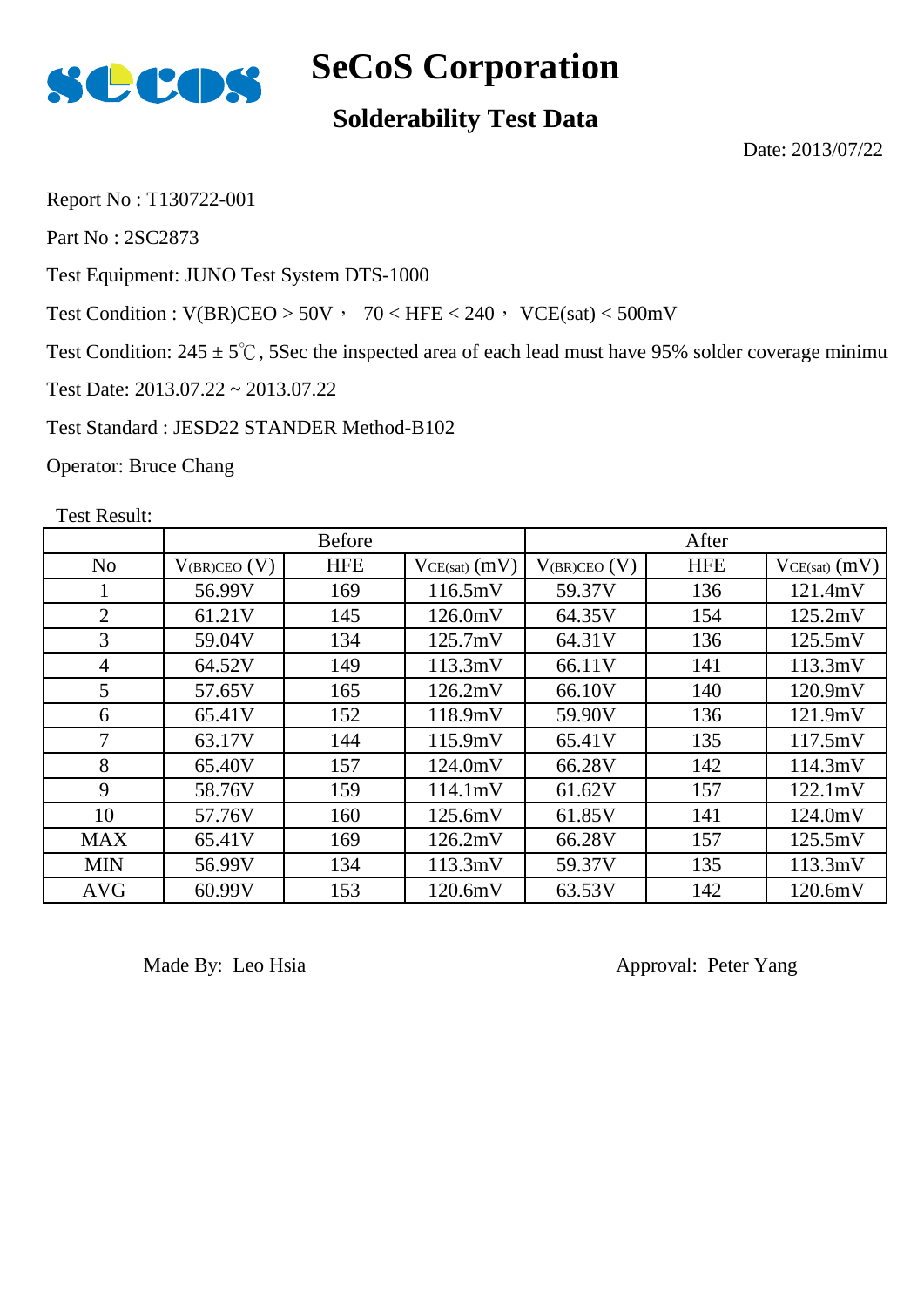# SeCoS Corporation

## Solderability Test Data

Date: 2013/07/22

Report No : T130722-001

Part No : 2SC2873

Test Equipment: JUNO Test System DTS-1000

Test Condition : V(BR)CEO > 50V， 70 < HFE < 240， VCE(sat) < 500mV

Test Condition: 245 ± 5℃, 5Sec the inspected area of each lead must have 95% solder coverage minimu

Test Date: 2013.07.22 ~ 2013.07.22

Test Standard : JESD22 STANDER Method-B102

Operator: Bruce Chang

Test Result:

| | Before | | | After | | |
|---|---|---|---|---|---|---|
| No | $V_{(BR)CEO}$ (V) | HFE | $V_{CE(sat)}$ (mV) | $V_{(BR)CEO}$ (V) | HFE | $V_{CE(sat)}$ (mV) |
| 1 | 56.99V | 169 | 116.5mV | 59.37V | 136 | 121.4mV |
| 2 | 61.21V | 145 | 126.0mV | 64.35V | 154 | 125.2mV |
| 3 | 59.04V | 134 | 125.7mV | 64.31V | 136 | 125.5mV |
| 4 | 64.52V | 149 | 113.3mV | 66.11V | 141 | 113.3mV |
| 5 | 57.65V | 165 | 126.2mV | 66.10V | 140 | 120.9mV |
| 6 | 65.41V | 152 | 118.9mV | 59.90V | 136 | 121.9mV |
| 7 | 63.17V | 144 | 115.9mV | 65.41V | 135 | 117.5mV |
| 8 | 65.40V | 157 | 124.0mV | 66.28V | 142 | 114.3mV |
| 9 | 58.76V | 159 | 114.1mV | 61.62V | 157 | 122.1mV |
| 10 | 57.76V | 160 | 125.6mV | 61.85V | 141 | 124.0mV |
| MAX | 65.41V | 169 | 126.2mV | 66.28V | 157 | 125.5mV |
| MIN | 56.99V | 134 | 113.3mV | 59.37V | 135 | 113.3mV |
| AVG | 60.99V | 153 | 120.6mV | 63.53V | 142 | 120.6mV |

Made By: Leo Hsia

Approval: Peter Yang